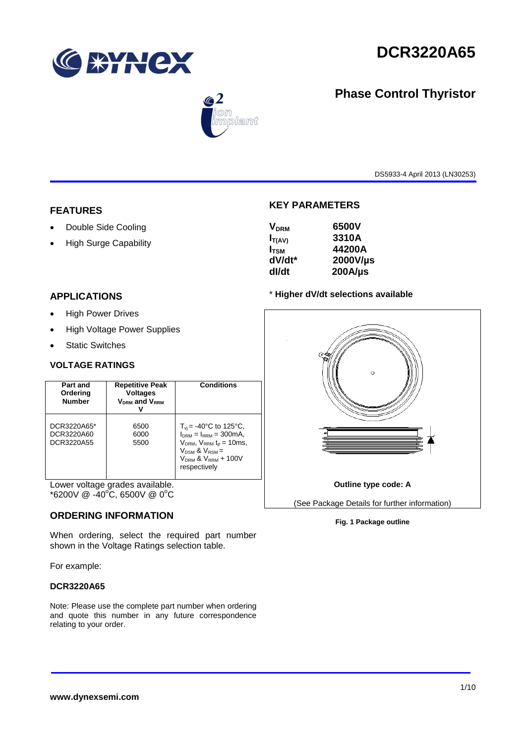# DCR3220A65

## Phase Control Thyristor

DS5933-4 April 2013 (LN30253)

## FEATURES

- Double Side Cooling
- High Surge Capability

## APPLICATIONS

- High Power Drives
- High Voltage Power Supplies
- Static Switches

## KEY PARAMETERS

| | |
|---|---|
| $V_{DRM}$ | 6500V |
| $I_{T(AV)}$ | 3310A |
| $I_{TSM}$ | 44200A |
| dV/dt* | 2000V/µs |
| dI/dt | 200A/µs |

\* **Higher dV/dt selections available**

## VOLTAGE RATINGS

| Part and Ordering Number | Repetitive Peak Voltages $V_{DRM}$ and $V_{RRM}$ V | Conditions |
|---|---|---|
| DCR3220A65*<br>DCR3220A60<br>DCR3220A55 | 6500<br>6000<br>5500 | $T_{vj}$ = -40°C to 125°C, $I_{DRM}$ = $I_{RRM}$ = 300mA, $V_{DRM}$, $V_{RRM}$ $t_p$ = 10ms, $V_{DSM}$ & $V_{RSM}$ = $V_{DRM}$ & $V_{RRM}$ + 100V respectively |

Lower voltage grades available.
*6200V @ -40°C, 6500V @ 0°C

Outline type code: A

(See Package Details for further information)

**Fig. 1 Package outline**

## ORDERING INFORMATION

When ordering, select the required part number shown in the Voltage Ratings selection table.

For example:

**DCR3220A65**

Note: Please use the complete part number when ordering and quote this number in any future correspondence relating to your order.

**www.dynexsemi.com**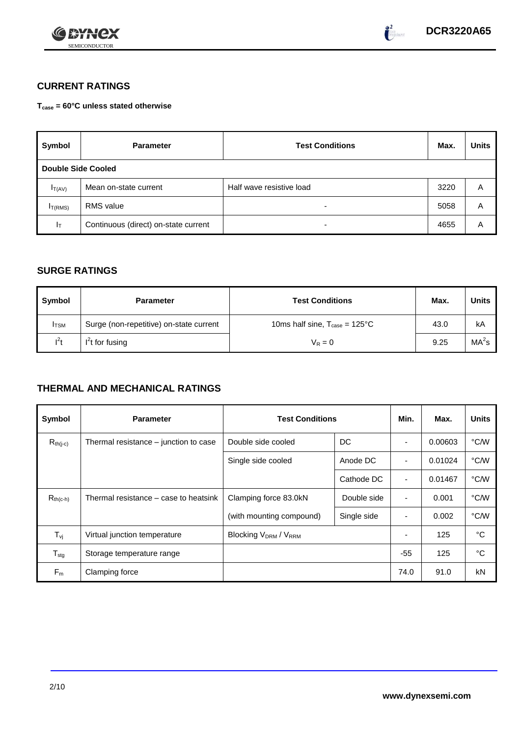## CURRENT RATINGS

**$T_{case}$ = 60°C unless stated otherwise**

| Symbol | Parameter | Test Conditions | Max. | Units |
|---|---|---|---|---|
| **Double Side Cooled** | | | | |
| $I_{T(AV)}$ | Mean on-state current | Half wave resistive load | 3220 | A |
| $I_{T(RMS)}$ | RMS value | - | 5058 | A |
| $I_T$ | Continuous (direct) on-state current | - | 4655 | A |

## SURGE RATINGS

| Symbol | Parameter | Test Conditions | Max. | Units |
|---|---|---|---|---|
| $I_{TSM}$ | Surge (non-repetitive) on-state current | 10ms half sine, $T_{case}$ = 125°C | 43.0 | kA |
| $I^2t$ | $I^2t$ for fusing | $V_R = 0$ | 9.25 | $MA^2s$ |

## THERMAL AND MECHANICAL RATINGS

| Symbol | Parameter | Test Conditions | | Min. | Max. | Units |
|---|---|---|---|---|---|---|
| $R_{th(j-c)}$ | Thermal resistance – junction to case | Double side cooled | DC | - | 0.00603 | °C/W |
| | | Single side cooled | Anode DC | - | 0.01024 | °C/W |
| | | | Cathode DC | - | 0.01467 | °C/W |
| $R_{th(c-h)}$ | Thermal resistance – case to heatsink | Clamping force 83.0kN | Double side | - | 0.001 | °C/W |
| | | (with mounting compound) | Single side | - | 0.002 | °C/W |
| $T_{vj}$ | Virtual junction temperature | Blocking $V_{DRM}$ / $V_{RRM}$ | | - | 125 | °C |
| $T_{stg}$ | Storage temperature range | | | -55 | 125 | °C |
| $F_m$ | Clamping force | | | 74.0 | 91.0 | kN |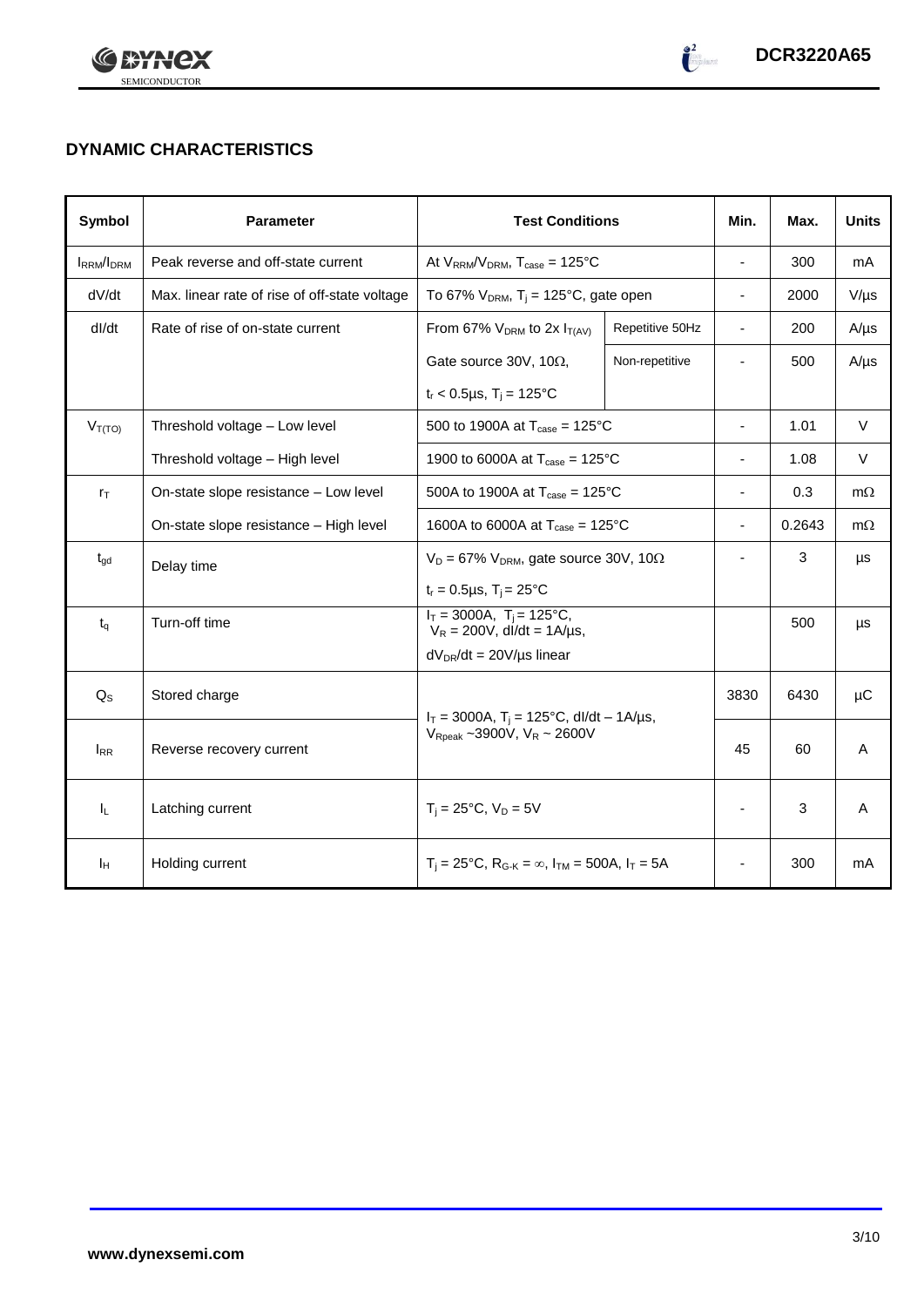## DYNAMIC CHARACTERISTICS

| Symbol | Parameter | Test Conditions | | Min. | Max. | Units |
|---|---|---|---|---|---|---|
| $I_{RRM}/I_{DRM}$ | Peak reverse and off-state current | At $V_{RRM}/V_{DRM}$, $T_{case}$ = 125°C | | - | 300 | mA |
| dV/dt | Max. linear rate of rise of off-state voltage | To 67% $V_{DRM}$, $T_j$ = 125°C, gate open | | - | 2000 | V/µs |
| dI/dt | Rate of rise of on-state current | From 67% $V_{DRM}$ to 2x $I_{T(AV)}$ | Repetitive 50Hz | - | 200 | A/µs |
| | | Gate source 30V, 10Ω, | Non-repetitive | - | 500 | A/µs |
| | | $t_r$ < 0.5µs, $T_j$ = 125°C | | | | |
| $V_{T(TO)}$ | Threshold voltage – Low level | 500 to 1900A at $T_{case}$ = 125°C | | - | 1.01 | V |
| | Threshold voltage – High level | 1900 to 6000A at $T_{case}$ = 125°C | | - | 1.08 | V |
| $r_T$ | On-state slope resistance – Low level | 500A to 1900A at $T_{case}$ = 125°C | | - | 0.3 | mΩ |
| | On-state slope resistance – High level | 1600A to 6000A at $T_{case}$ = 125°C | | - | 0.2643 | mΩ |
| $t_{gd}$ | Delay time | $V_D$ = 67% $V_{DRM}$, gate source 30V, 10Ω | | - | 3 | µs |
| | | $t_r$ = 0.5µs, $T_j$ = 25°C | | | | |
| $t_q$ | Turn-off time | $I_T$ = 3000A, $T_j$ = 125°C, $V_R$ = 200V, dI/dt = 1A/µs, | | | 500 | µs |
| | | $dV_{DR}/dt$ = 20V/µs linear | | | | |
| $Q_S$ | Stored charge | $I_T$ = 3000A, $T_j$ = 125°C, dI/dt – 1A/µs, $V_{Rpeak}$ ~3900V, $V_R$ ~ 2600V | | 3830 | 6430 | µC |
| $I_{RR}$ | Reverse recovery current | | | 45 | 60 | A |
| $I_L$ | Latching current | $T_j$ = 25°C, $V_D$ = 5V | | - | 3 | A |
| $I_H$ | Holding current | $T_j$ = 25°C, $R_{G-K}$ = ∞, $I_{TM}$ = 500A, $I_T$ = 5A | | - | 300 | mA |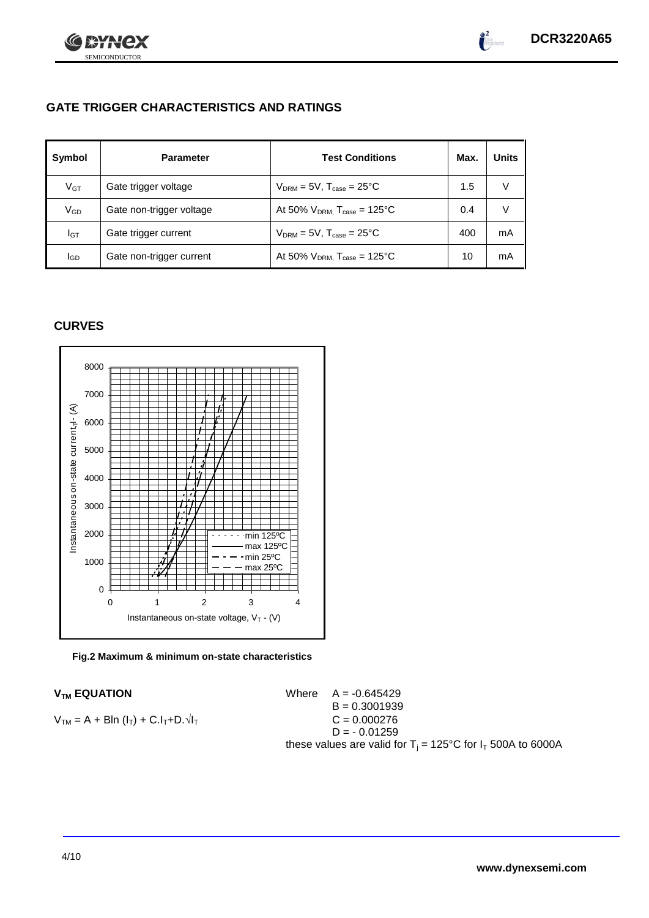## GATE TRIGGER CHARACTERISTICS AND RATINGS

| Symbol | Parameter | Test Conditions | Max. | Units |
|---|---|---|---|---|
| $V_{GT}$ | Gate trigger voltage | $V_{DRM}$ = 5V, $T_{case}$ = 25°C | 1.5 | V |
| $V_{GD}$ | Gate non-trigger voltage | At 50% $V_{DRM,}$ $T_{case}$ = 125°C | 0.4 | V |
| $I_{GT}$ | Gate trigger current | $V_{DRM}$ = 5V, $T_{case}$ = 25°C | 400 | mA |
| $I_{GD}$ | Gate non-trigger current | At 50% $V_{DRM,}$ $T_{case}$ = 125°C | 10 | mA |

## CURVES

**Fig.2 Maximum & minimum on-state characteristics**

### $V_{TM}$ EQUATION

$V_{TM} = A + B\ln(I_T) + C.I_T + D.\sqrt{I_T}$

Where $A = -0.645429$
$B = 0.3001939$
$C = 0.000276$
$D = -0.01259$

these values are valid for $T_j$ = 125°C for $I_T$ 500A to 6000A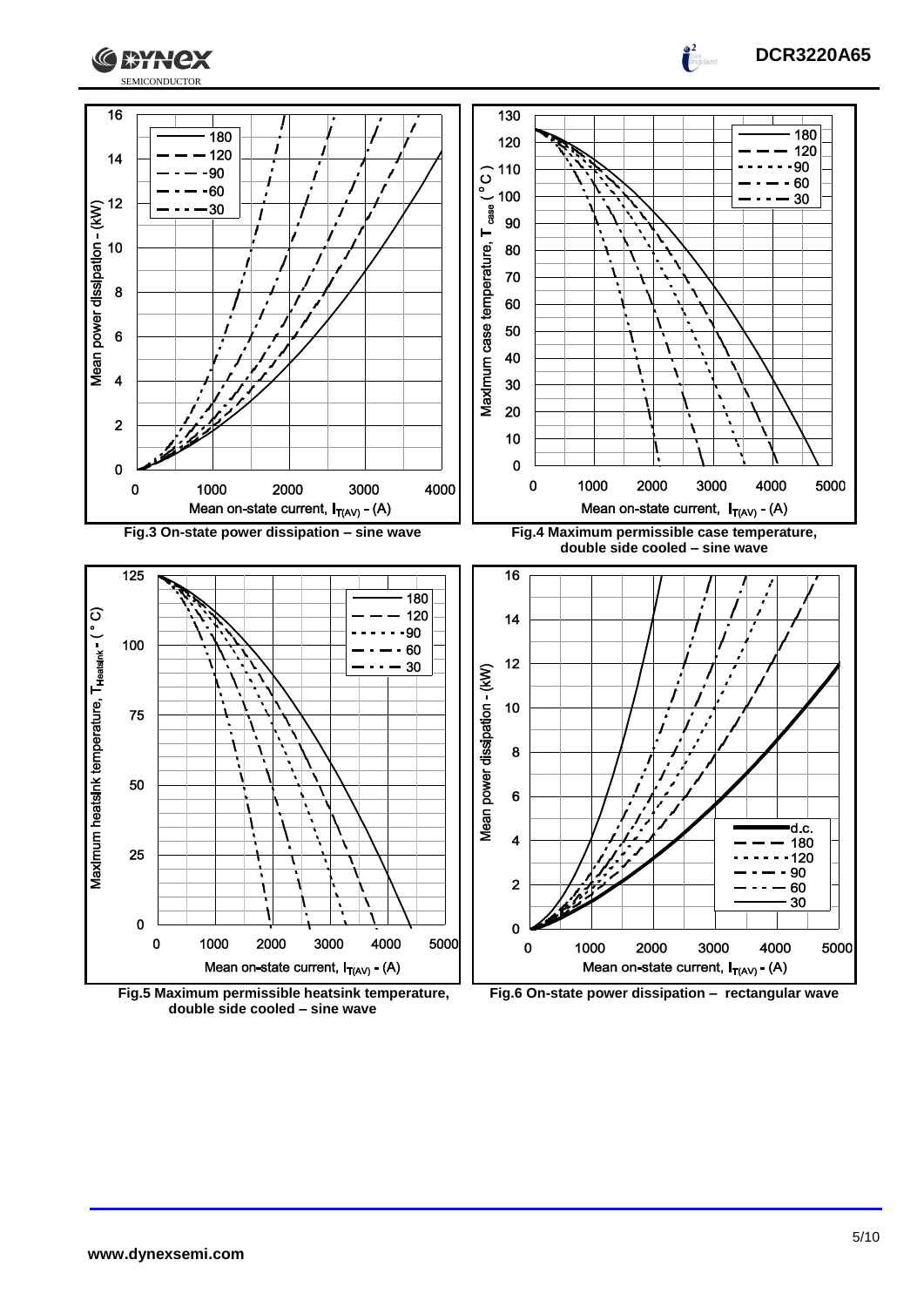Fig.3 On-state power dissipation – sine wave

Fig.4 Maximum permissible case temperature, double side cooled – sine wave

Fig.5 Maximum permissible heatsink temperature, double side cooled – sine wave

Fig.6 On-state power dissipation – rectangular wave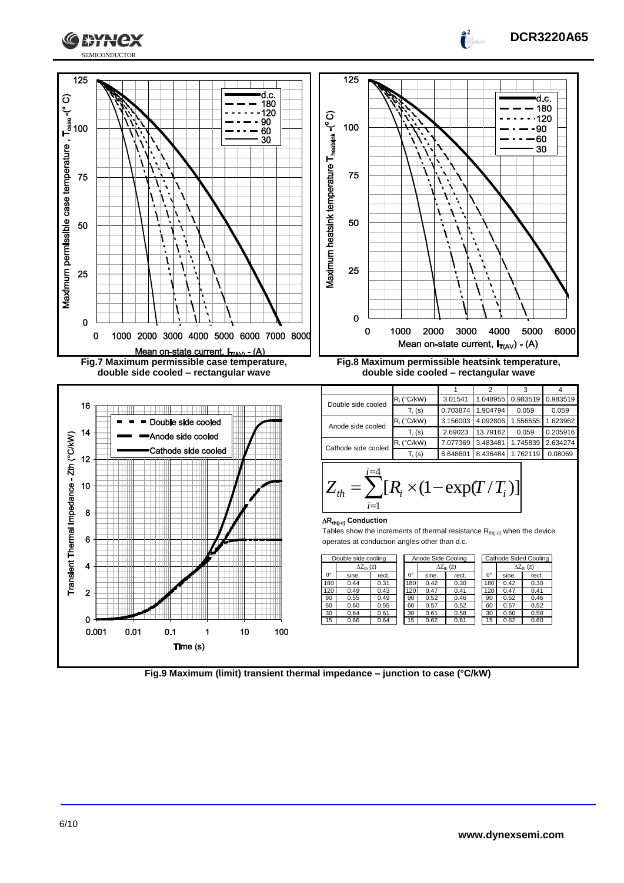Fig.7 Maximum permissible case temperature, double side cooled – rectangular wave

Fig.8 Maximum permissible heatsink temperature, double side cooled – rectangular wave

| | | 1 | 2 | 3 | 4 |
|---|---|---|---|---|---|
| Double side cooled | $R_i$ (°C/kW) | 3.01541 | 1.048955 | 0.983519 | 0.983519 |
| | $T_i$ (s) | 0.703874 | 1.904794 | 0.059 | 0.059 |
| Anode side cooled | $R_i$ (°C/kW) | 3.156003 | 4.092806 | 1.556555 | 1.623962 |
| | $T_i$ (s) | 2.69023 | 13.79162 | 0.059 | 0.205916 |
| Cathode side cooled | $R_i$ (°C/kW) | 7.077369 | 3.483481 | 1.745839 | 2.634274 |
| | $T_i$ (s) | 6.648601 | 8.436484 | 1.762119 | 0.08069 |

$$Z_{th} = \sum_{i=1}^{i=4} [R_i \times (1 - \exp(T / T_i)]$$

**$\Delta R_{th(j-c)}$ Conduction**

Tables show the increments of thermal resistance $R_{th(j-c)}$ when the device operates at conduction angles other than d.c.

| Double side cooling | | |
|---|---|---|
| | $\Delta Z_{th}$ (z) | |
| θ° | sine. | rect. |
| 180 | 0.44 | 0.31 |
| 120 | 0.49 | 0.43 |
| 90 | 0.55 | 0.49 |
| 60 | 0.60 | 0.55 |
| 30 | 0.64 | 0.61 |
| 15 | 0.66 | 0.64 |

| Anode Side Cooling | | |
|---|---|---|
| | $\Delta Z_{th}$ (z) | |
| θ° | sine. | rect. |
| 180 | 0.42 | 0.30 |
| 120 | 0.47 | 0.41 |
| 90 | 0.52 | 0.46 |
| 60 | 0.57 | 0.52 |
| 30 | 0.61 | 0.58 |
| 15 | 0.62 | 0.61 |

| Cathode Sided Cooling | | |
|---|---|---|
| | $\Delta Z_{th}$ (z) | |
| θ° | sine. | rect. |
| 180 | 0.42 | 0.30 |
| 120 | 0.47 | 0.41 |
| 90 | 0.52 | 0.46 |
| 60 | 0.57 | 0.52 |
| 30 | 0.60 | 0.58 |
| 15 | 0.62 | 0.60 |

Fig.9 Maximum (limit) transient thermal impedance – junction to case (°C/kW)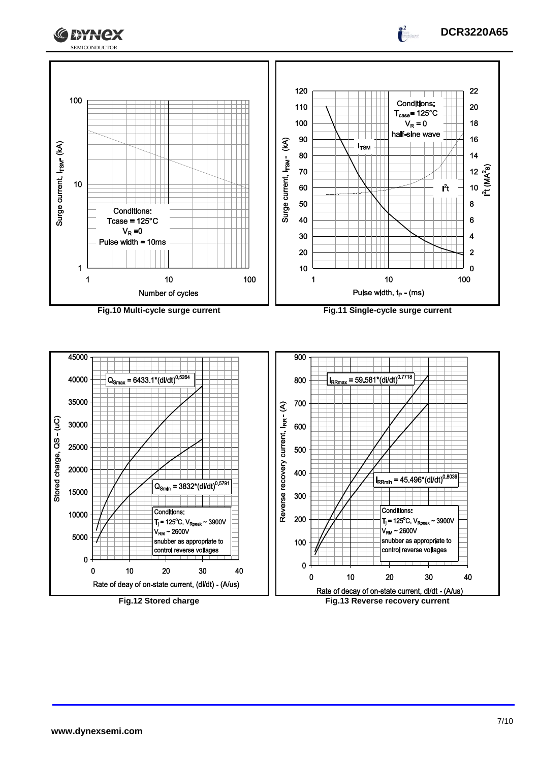Conditions:
$T_{case}$ = 125°C
$V_R$ =0
Pulse width = 10ms

Surge current, $I_{TSM}$ - (kA)

Number of cycles

**Fig.10 Multi-cycle surge current**

Conditions:
$T_{case}$ = 125°C
$V_R$ = 0
half-sine wave

$I_{TSM}$

$I^2t$

Surge current, $I_{TSM}$ - (kA)

$I^2t$ ($MA^2s$)

Pulse width, $t_P$ - (ms)

**Fig.11 Single-cycle surge current**

$Q_{Smax} = 6433.1*(dI/dt)^{0.5264}$

$Q_{Smin} = 3832*(dI/dt)^{0.5791}$

Conditions:
$T_j$ = 125°C, $V_{Rpeak}$ ~ 3900V
$V_{RM}$ ~ 2600V
snubber as appropriate to control reverse voltages

Stored charge, QS - (uC)

Rate of deay of on-state current, (dI/dt) - (A/us)

**Fig.12 Stored charge**

$I_{RRmax} = 59.581*(di/dt)^{0.7718}$

$I_{RRmin} = 45.496*(dI/dt)^{0.8039}$

Conditions:
$T_j$ = 125°C, $V_{Rpeak}$ ~ 3900V
$V_{RM}$ ~ 2600V
snubber as appropriate to control reverse voltages

Reverse recovery current, $I_{RR}$ - (A)

Rate of decay of on-state current, dI/dt - (A/us)

**Fig.13 Reverse recovery current**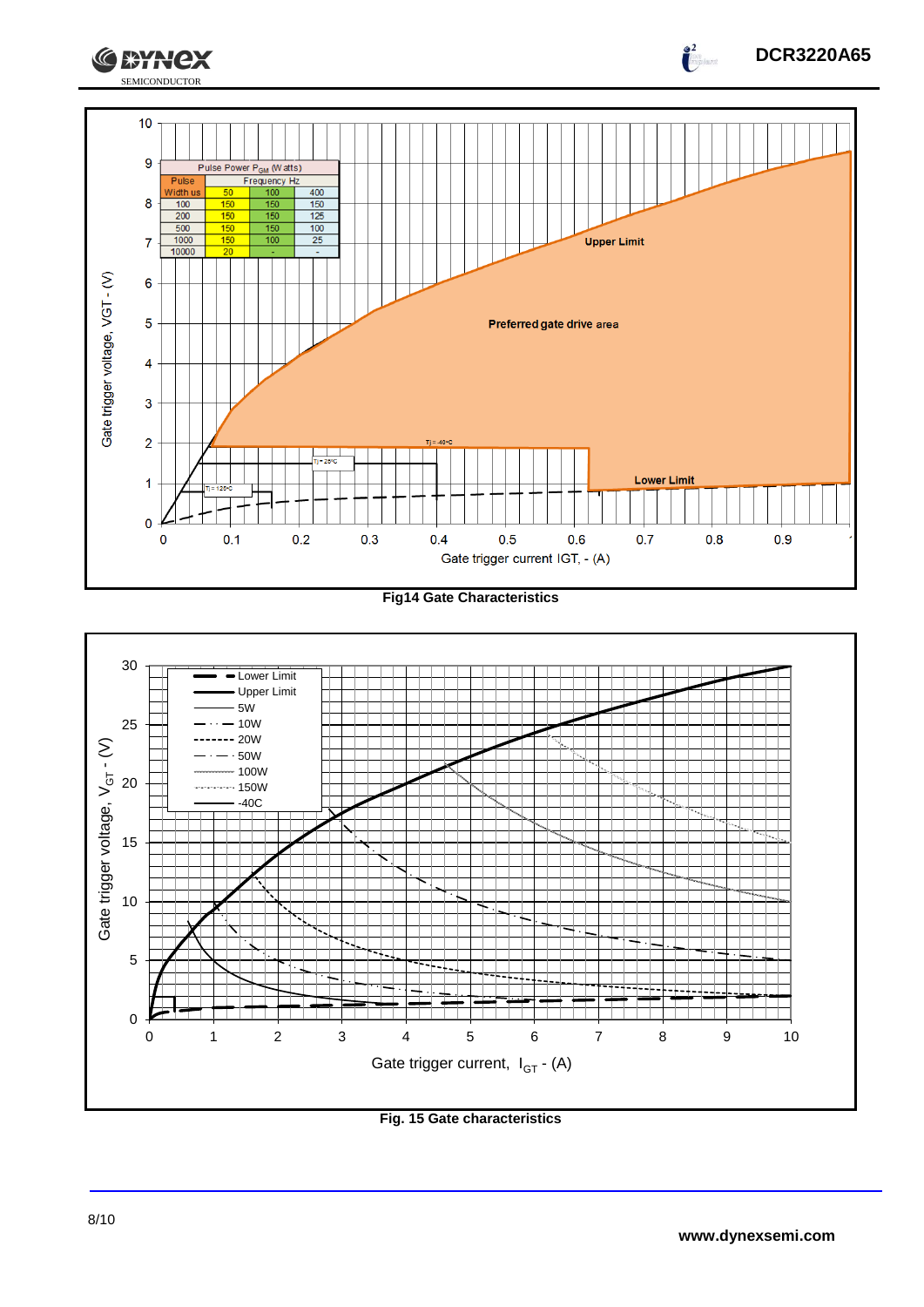| Pulse Power $P_{GM}$ (Watts) | | | |
|---|---|---|---|
| Pulse Width us | Frequency Hz | | |
| | 50 | 100 | 400 |
| 100 | 150 | 150 | 150 |
| 200 | 150 | 150 | 125 |
| 500 | 150 | 150 | 100 |
| 1000 | 150 | 100 | 25 |
| 10000 | 20 | - | - |

**Fig14 Gate Characteristics**

**Fig. 15 Gate characteristics**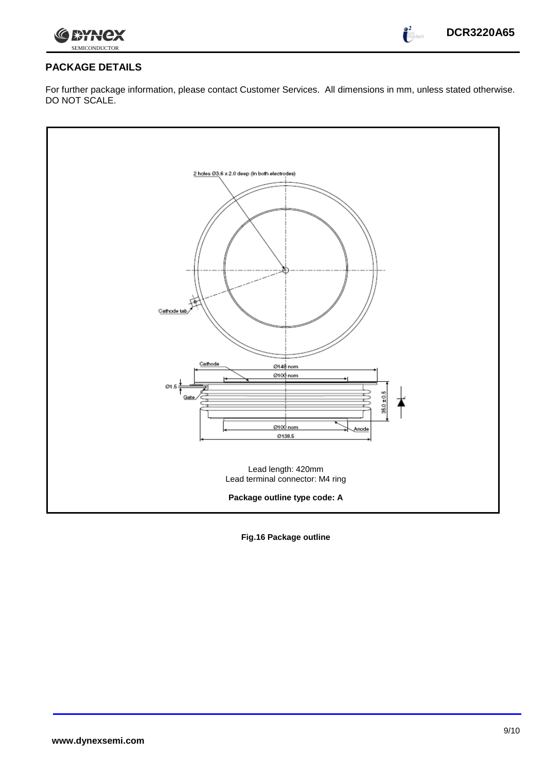## PACKAGE DETAILS

For further package information, please contact Customer Services. All dimensions in mm, unless stated otherwise. DO NOT SCALE.

2 holes Ø3.6 x 2.0 deep (In both electrodes)

Cathode tab

Cathode

Ø148 nom

Ø100 nom

Ø1.5

Gate

35.0 ± 0.5

Ø100 nom

Anode

Ø138.5

Lead length: 420mm
Lead terminal connector: M4 ring

**Package outline type code: A**

**Fig.16 Package outline**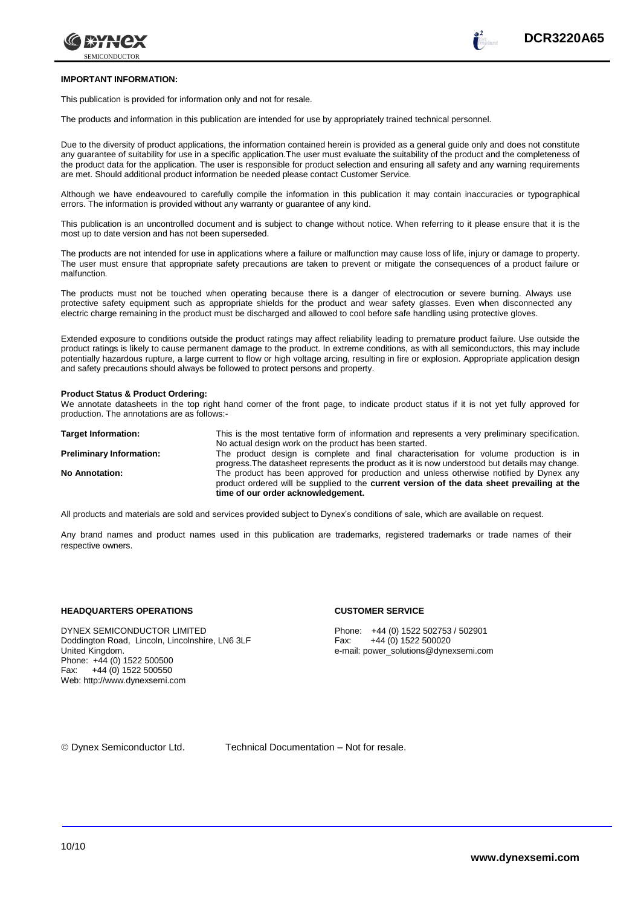**IMPORTANT INFORMATION:**

This publication is provided for information only and not for resale.

The products and information in this publication are intended for use by appropriately trained technical personnel.

Due to the diversity of product applications, the information contained herein is provided as a general guide only and does not constitute any guarantee of suitability for use in a specific application.The user must evaluate the suitability of the product and the completeness of the product data for the application. The user is responsible for product selection and ensuring all safety and any warning requirements are met. Should additional product information be needed please contact Customer Service.

Although we have endeavoured to carefully compile the information in this publication it may contain inaccuracies or typographical errors. The information is provided without any warranty or guarantee of any kind.

This publication is an uncontrolled document and is subject to change without notice. When referring to it please ensure that it is the most up to date version and has not been superseded.

The products are not intended for use in applications where a failure or malfunction may cause loss of life, injury or damage to property. The user must ensure that appropriate safety precautions are taken to prevent or mitigate the consequences of a product failure or malfunction.

The products must not be touched when operating because there is a danger of electrocution or severe burning. Always use protective safety equipment such as appropriate shields for the product and wear safety glasses. Even when disconnected any electric charge remaining in the product must be discharged and allowed to cool before safe handling using protective gloves.

Extended exposure to conditions outside the product ratings may affect reliability leading to premature product failure. Use outside the product ratings is likely to cause permanent damage to the product. In extreme conditions, as with all semiconductors, this may include potentially hazardous rupture, a large current to flow or high voltage arcing, resulting in fire or explosion. Appropriate application design and safety precautions should always be followed to protect persons and property.

**Product Status & Product Ordering:**

We annotate datasheets in the top right hand corner of the front page, to indicate product status if it is not yet fully approved for production. The annotations are as follows:-

| | |
|---|---|
| **Target Information:** | This is the most tentative form of information and represents a very preliminary specification. No actual design work on the product has been started. |
| **Preliminary Information:** | The product design is complete and final characterisation for volume production is in progress.The datasheet represents the product as it is now understood but details may change. |
| **No Annotation:** | The product has been approved for production and unless otherwise notified by Dynex any product ordered will be supplied to the **current version of the data sheet prevailing at the time of our order acknowledgement.** |

All products and materials are sold and services provided subject to Dynex's conditions of sale, which are available on request.

Any brand names and product names used in this publication are trademarks, registered trademarks or trade names of their respective owners.

**HEADQUARTERS OPERATIONS**

DYNEX SEMICONDUCTOR LIMITED
Doddington Road, Lincoln, Lincolnshire, LN6 3LF
United Kingdom.
Phone: +44 (0) 1522 500500
Fax: +44 (0) 1522 500550
Web: http://www.dynexsemi.com

**CUSTOMER SERVICE**

Phone: +44 (0) 1522 502753 / 502901
Fax: +44 (0) 1522 500020
e-mail: power_solutions@dynexsemi.com

© Dynex Semiconductor Ltd. Technical Documentation – Not for resale.